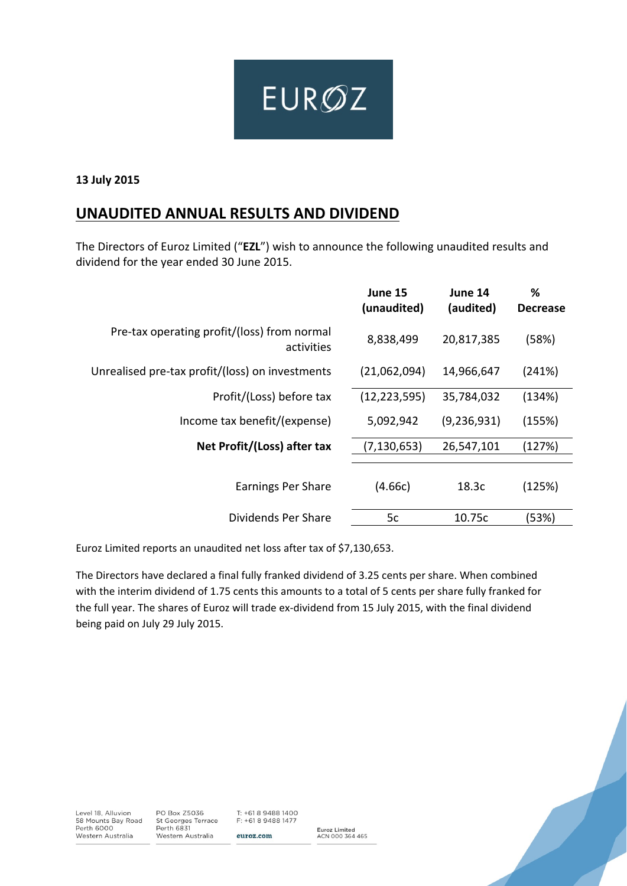EUROZ

**13 July 2015**

## UNAUDITED ANNUAL RESULTS AND DIVIDEND

The Directors of Euroz Limited ("**EZL**") wish to announce the following unaudited results and dividend for the year ended 30 June 2015.

| | June 15 (unaudited) | June 14 (audited) | % Decrease |
|---|---|---|---|
| Pre-tax operating profit/(loss) from normal activities | 8,838,499 | 20,817,385 | (58%) |
| Unrealised pre-tax profit/(loss) on investments | (21,062,094) | 14,966,647 | (241%) |
| Profit/(Loss) before tax | (12,223,595) | 35,784,032 | (134%) |
| Income tax benefit/(expense) | 5,092,942 | (9,236,931) | (155%) |
| **Net Profit/(Loss) after tax** | (7,130,653) | 26,547,101 | (127%) |
| Earnings Per Share | (4.66c) | 18.3c | (125%) |
| Dividends Per Share | 5c | 10.75c | (53%) |

Euroz Limited reports an unaudited net loss after tax of $7,130,653.

The Directors have declared a final fully franked dividend of 3.25 cents per share. When combined with the interim dividend of 1.75 cents this amounts to a total of 5 cents per share fully franked for the full year. The shares of Euroz will trade ex-dividend from 15 July 2015, with the final dividend being paid on July 29 July 2015.

Level 18, Alluvion
58 Mounts Bay Road
Perth 6000
Western Australia

PO Box Z5036
St Georges Terrace
Perth 6831
Western Australia

T: +61 8 9488 1400
F: +61 8 9488 1477
euroz.com

Euroz Limited
ACN 000 364 465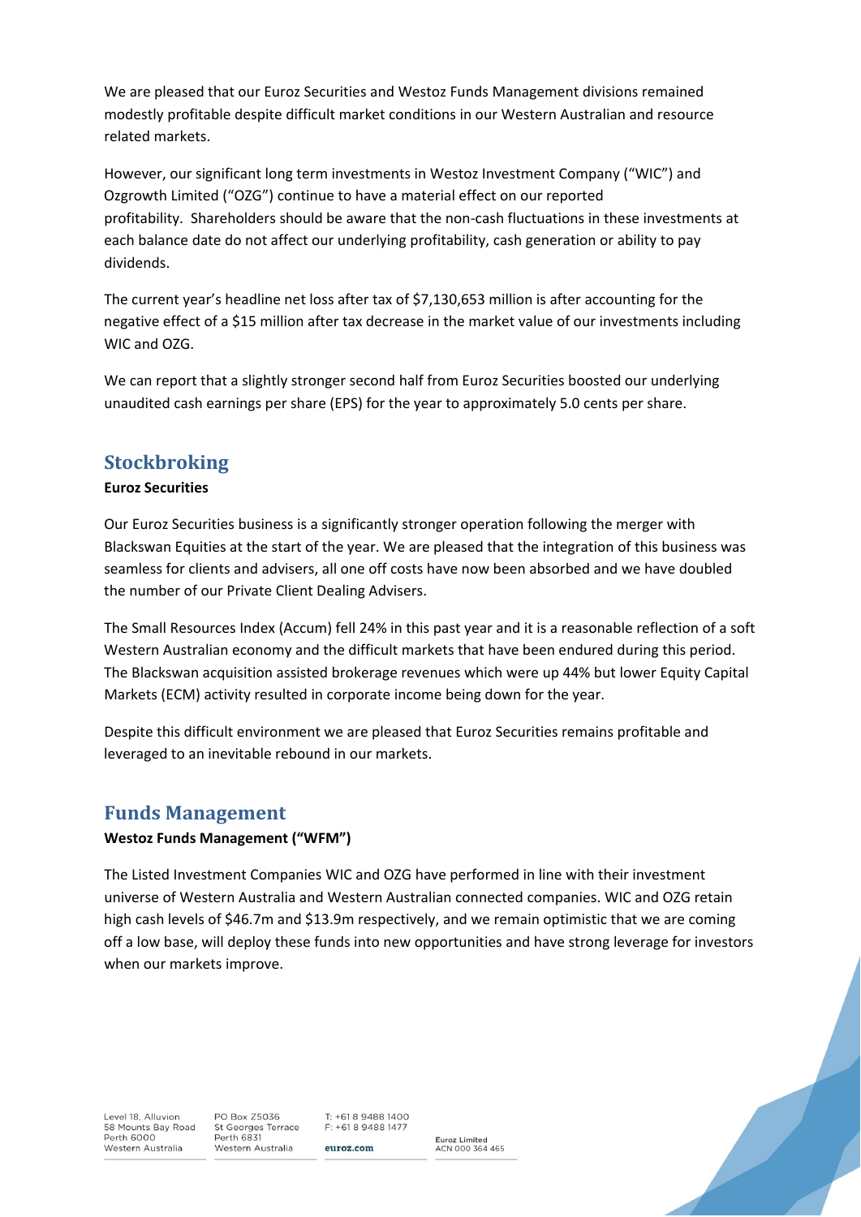We are pleased that our Euroz Securities and Westoz Funds Management divisions remained modestly profitable despite difficult market conditions in our Western Australian and resource related markets.

However, our significant long term investments in Westoz Investment Company ("WIC") and Ozgrowth Limited ("OZG") continue to have a material effect on our reported profitability. Shareholders should be aware that the non-cash fluctuations in these investments at each balance date do not affect our underlying profitability, cash generation or ability to pay dividends.

The current year's headline net loss after tax of $7,130,653 million is after accounting for the negative effect of a $15 million after tax decrease in the market value of our investments including WIC and OZG.

We can report that a slightly stronger second half from Euroz Securities boosted our underlying unaudited cash earnings per share (EPS) for the year to approximately 5.0 cents per share.

## Stockbroking

**Euroz Securities**

Our Euroz Securities business is a significantly stronger operation following the merger with Blackswan Equities at the start of the year. We are pleased that the integration of this business was seamless for clients and advisers, all one off costs have now been absorbed and we have doubled the number of our Private Client Dealing Advisers.

The Small Resources Index (Accum) fell 24% in this past year and it is a reasonable reflection of a soft Western Australian economy and the difficult markets that have been endured during this period. The Blackswan acquisition assisted brokerage revenues which were up 44% but lower Equity Capital Markets (ECM) activity resulted in corporate income being down for the year.

Despite this difficult environment we are pleased that Euroz Securities remains profitable and leveraged to an inevitable rebound in our markets.

## Funds Management

**Westoz Funds Management ("WFM")**

The Listed Investment Companies WIC and OZG have performed in line with their investment universe of Western Australia and Western Australian connected companies. WIC and OZG retain high cash levels of $46.7m and $13.9m respectively, and we remain optimistic that we are coming off a low base, will deploy these funds into new opportunities and have strong leverage for investors when our markets improve.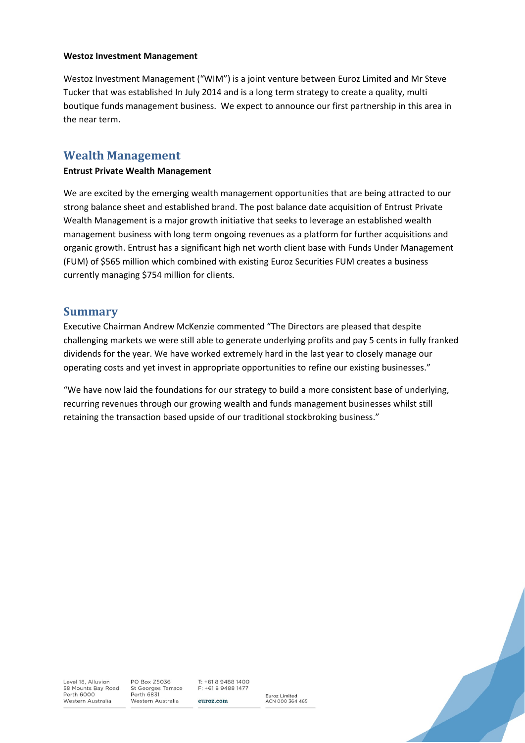**Westoz Investment Management**

Westoz Investment Management ("WIM") is a joint venture between Euroz Limited and Mr Steve Tucker that was established In July 2014 and is a long term strategy to create a quality, multi boutique funds management business. We expect to announce our first partnership in this area in the near term.

## Wealth Management

**Entrust Private Wealth Management**

We are excited by the emerging wealth management opportunities that are being attracted to our strong balance sheet and established brand. The post balance date acquisition of Entrust Private Wealth Management is a major growth initiative that seeks to leverage an established wealth management business with long term ongoing revenues as a platform for further acquisitions and organic growth. Entrust has a significant high net worth client base with Funds Under Management (FUM) of $565 million which combined with existing Euroz Securities FUM creates a business currently managing $754 million for clients.

## Summary

Executive Chairman Andrew McKenzie commented "The Directors are pleased that despite challenging markets we were still able to generate underlying profits and pay 5 cents in fully franked dividends for the year. We have worked extremely hard in the last year to closely manage our operating costs and yet invest in appropriate opportunities to refine our existing businesses."

"We have now laid the foundations for our strategy to build a more consistent base of underlying, recurring revenues through our growing wealth and funds management businesses whilst still retaining the transaction based upside of our traditional stockbroking business."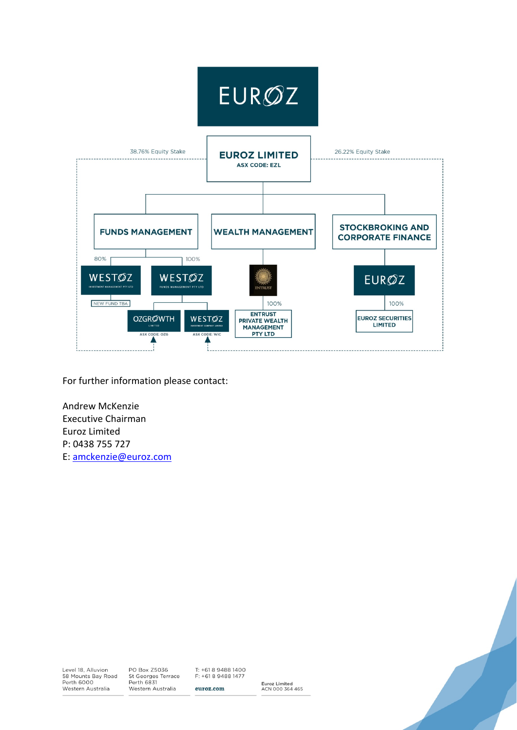EUROZ

EUROZ LIMITED
ASX CODE: EZL

38.76% Equity Stake

26.22% Equity Stake

FUNDS MANAGEMENT

WEALTH MANAGEMENT

STOCKBROKING AND CORPORATE FINANCE

80%

100%

WESTOZ INVESTMENT MANAGEMENT PTY LTD

WESTOZ FUNDS MANAGEMENT PTY LTD

NEW FUND TBA

OZGROWTH LIMITED

ASX CODE: OZG

WESTOZ INVESTMENT COMPANY LIMITED

ASX CODE: WIC

ENTRUST

100%

ENTRUST PRIVATE WEALTH MANAGEMENT PTY LTD

EUROZ

100%

EUROZ SECURITIES LIMITED

For further information please contact:

Andrew McKenzie
Executive Chairman
Euroz Limited
P: 0438 755 727
E: amckenzie@euroz.com

Level 18, Alluvion
58 Mounts Bay Road
Perth 6000
Western Australia

PO Box Z5036
St Georges Terrace
Perth 6831
Western Australia

T: +61 8 9488 1400
F: +61 8 9488 1477

euroz.com

Euroz Limited
ACN 000 364 465